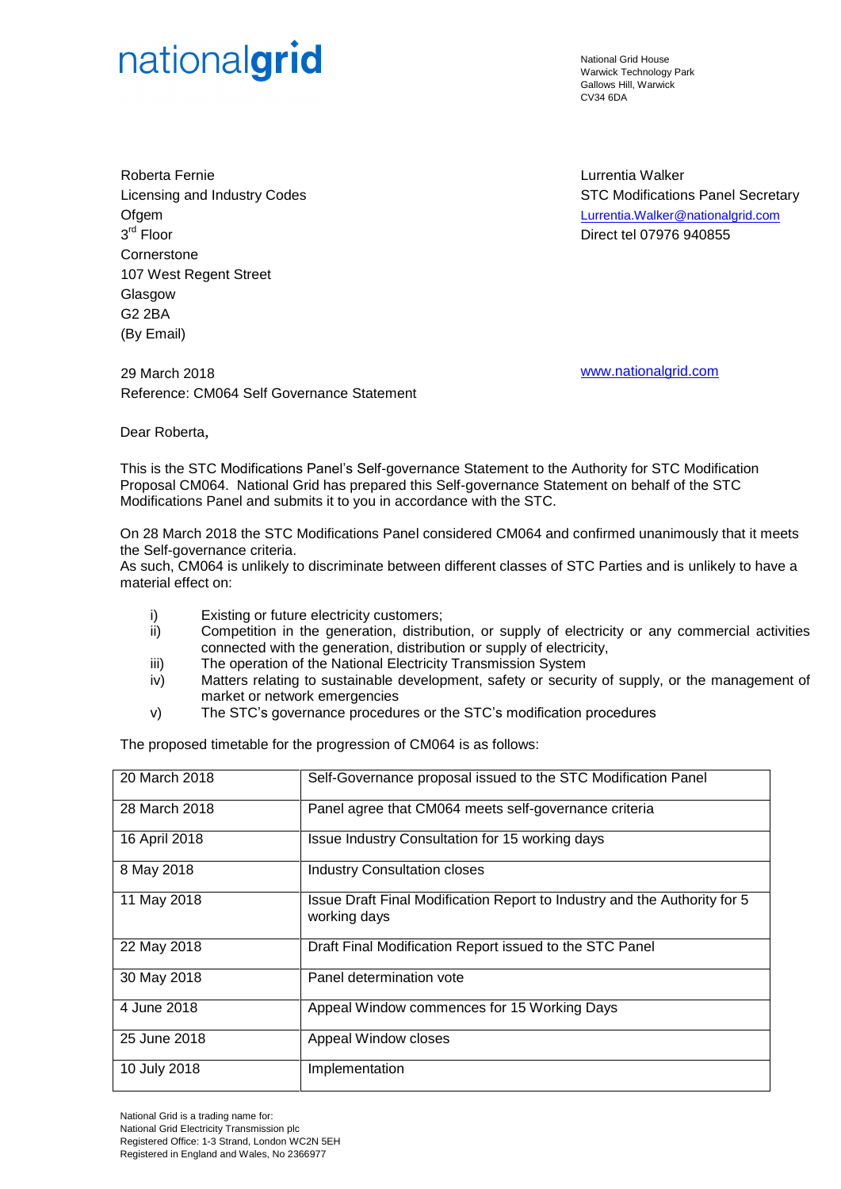nationalgrid

National Grid House
Warwick Technology Park
Gallows Hill, Warwick
CV34 6DA

Roberta Fernie
Licensing and Industry Codes
Ofgem
3rd Floor
Cornerstone
107 West Regent Street
Glasgow
G2 2BA
(By Email)

Lurrentia Walker
STC Modifications Panel Secretary
Lurrentia.Walker@nationalgrid.com
Direct tel 07976 940855

29 March 2018
Reference: CM064 Self Governance Statement

www.nationalgrid.com

Dear Roberta,

This is the STC Modifications Panel's Self-governance Statement to the Authority for STC Modification Proposal CM064. National Grid has prepared this Self-governance Statement on behalf of the STC Modifications Panel and submits it to you in accordance with the STC.

On 28 March 2018 the STC Modifications Panel considered CM064 and confirmed unanimously that it meets the Self-governance criteria.
As such, CM064 is unlikely to discriminate between different classes of STC Parties and is unlikely to have a material effect on:

i) Existing or future electricity customers;
ii) Competition in the generation, distribution, or supply of electricity or any commercial activities connected with the generation, distribution or supply of electricity,
iii) The operation of the National Electricity Transmission System
iv) Matters relating to sustainable development, safety or security of supply, or the management of market or network emergencies
v) The STC's governance procedures or the STC's modification procedures

The proposed timetable for the progression of CM064 is as follows:

| | |
|---|---|
| 20 March 2018 | Self-Governance proposal issued to the STC Modification Panel |
| 28 March 2018 | Panel agree that CM064 meets self-governance criteria |
| 16 April 2018 | Issue Industry Consultation for 15 working days |
| 8 May 2018 | Industry Consultation closes |
| 11 May 2018 | Issue Draft Final Modification Report to Industry and the Authority for 5 working days |
| 22 May 2018 | Draft Final Modification Report issued to the STC Panel |
| 30 May 2018 | Panel determination vote |
| 4 June 2018 | Appeal Window commences for 15 Working Days |
| 25 June 2018 | Appeal Window closes |
| 10 July 2018 | Implementation |

National Grid is a trading name for:
National Grid Electricity Transmission plc
Registered Office: 1-3 Strand, London WC2N 5EH
Registered in England and Wales, No 2366977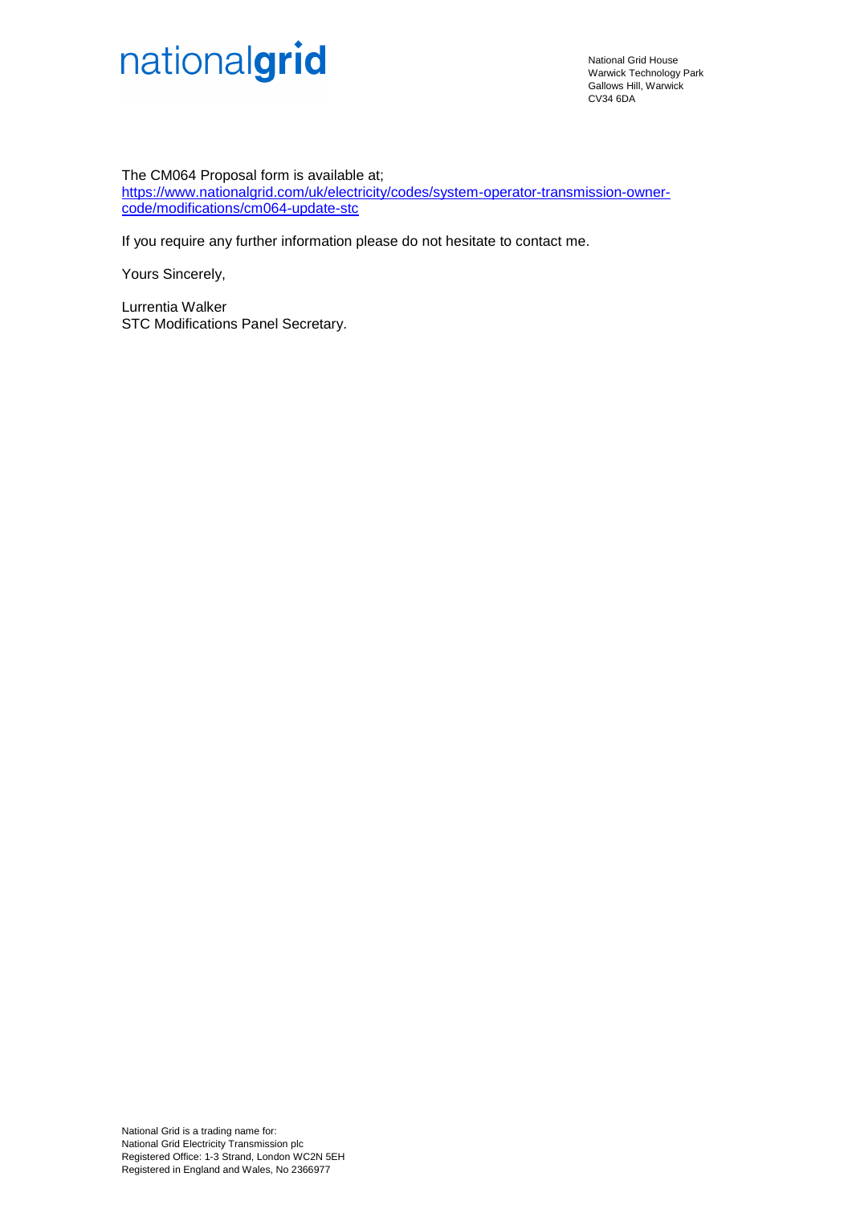nationalgrid

National Grid House
Warwick Technology Park
Gallows Hill, Warwick
CV34 6DA

The CM064 Proposal form is available at;
https://www.nationalgrid.com/uk/electricity/codes/system-operator-transmission-owner-code/modifications/cm064-update-stc

If you require any further information please do not hesitate to contact me.

Yours Sincerely,

Lurrentia Walker
STC Modifications Panel Secretary.

National Grid is a trading name for:
National Grid Electricity Transmission plc
Registered Office: 1-3 Strand, London WC2N 5EH
Registered in England and Wales, No 2366977